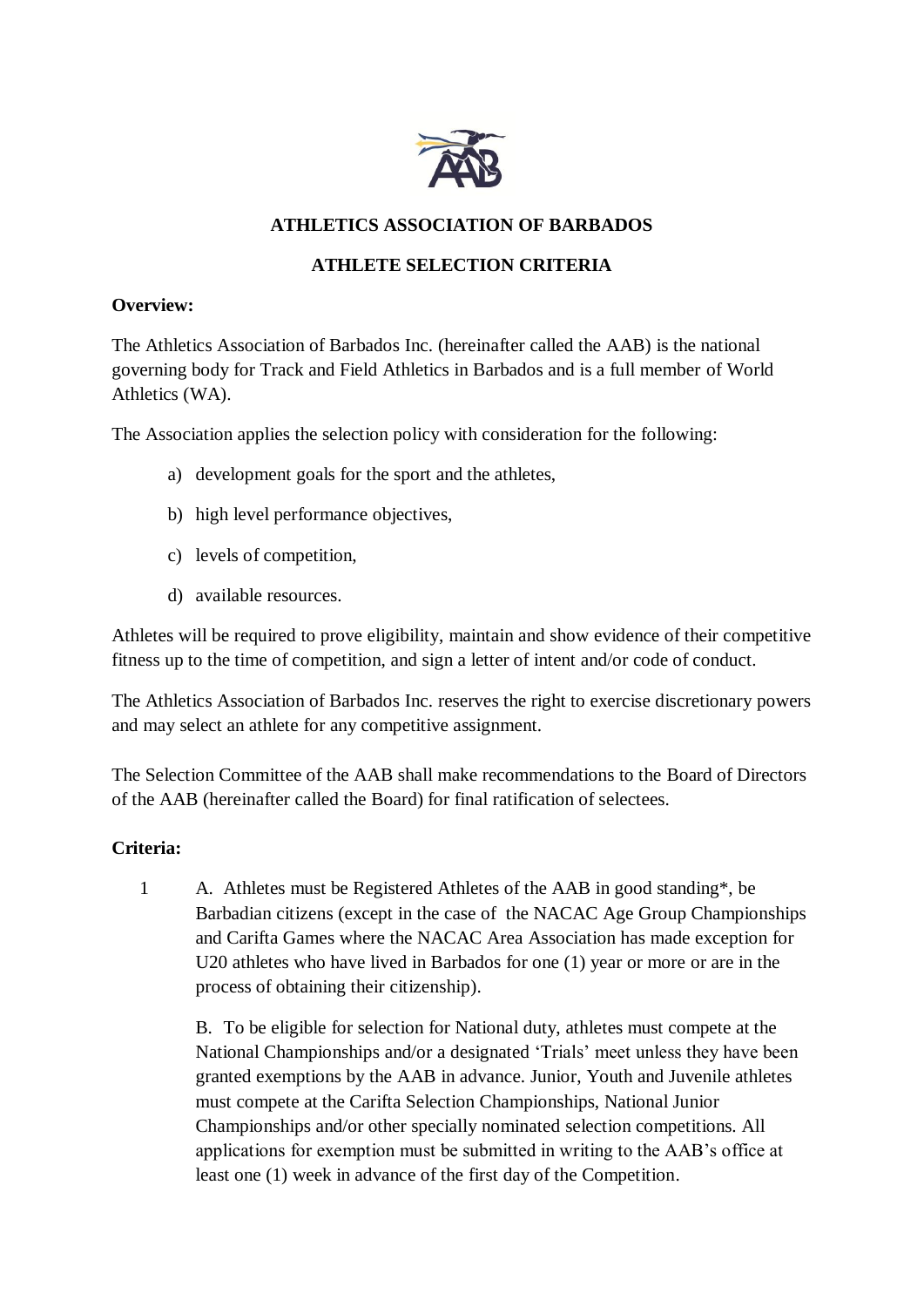# ATHLETICS ASSOCIATION OF BARBADOS

## ATHLETE SELECTION CRITERIA

**Overview:**

The Athletics Association of Barbados Inc. (hereinafter called the AAB) is the national governing body for Track and Field Athletics in Barbados and is a full member of World Athletics (WA).

The Association applies the selection policy with consideration for the following:

a) development goals for the sport and the athletes,

b) high level performance objectives,

c) levels of competition,

d) available resources.

Athletes will be required to prove eligibility, maintain and show evidence of their competitive fitness up to the time of competition, and sign a letter of intent and/or code of conduct.

The Athletics Association of Barbados Inc. reserves the right to exercise discretionary powers and may select an athlete for any competitive assignment.

The Selection Committee of the AAB shall make recommendations to the Board of Directors of the AAB (hereinafter called the Board) for final ratification of selectees.

**Criteria:**

1 A. Athletes must be Registered Athletes of the AAB in good standing*, be Barbadian citizens (except in the case of the NACAC Age Group Championships and Carifta Games where the NACAC Area Association has made exception for U20 athletes who have lived in Barbados for one (1) year or more or are in the process of obtaining their citizenship).

B. To be eligible for selection for National duty, athletes must compete at the National Championships and/or a designated 'Trials' meet unless they have been granted exemptions by the AAB in advance. Junior, Youth and Juvenile athletes must compete at the Carifta Selection Championships, National Junior Championships and/or other specially nominated selection competitions. All applications for exemption must be submitted in writing to the AAB's office at least one (1) week in advance of the first day of the Competition.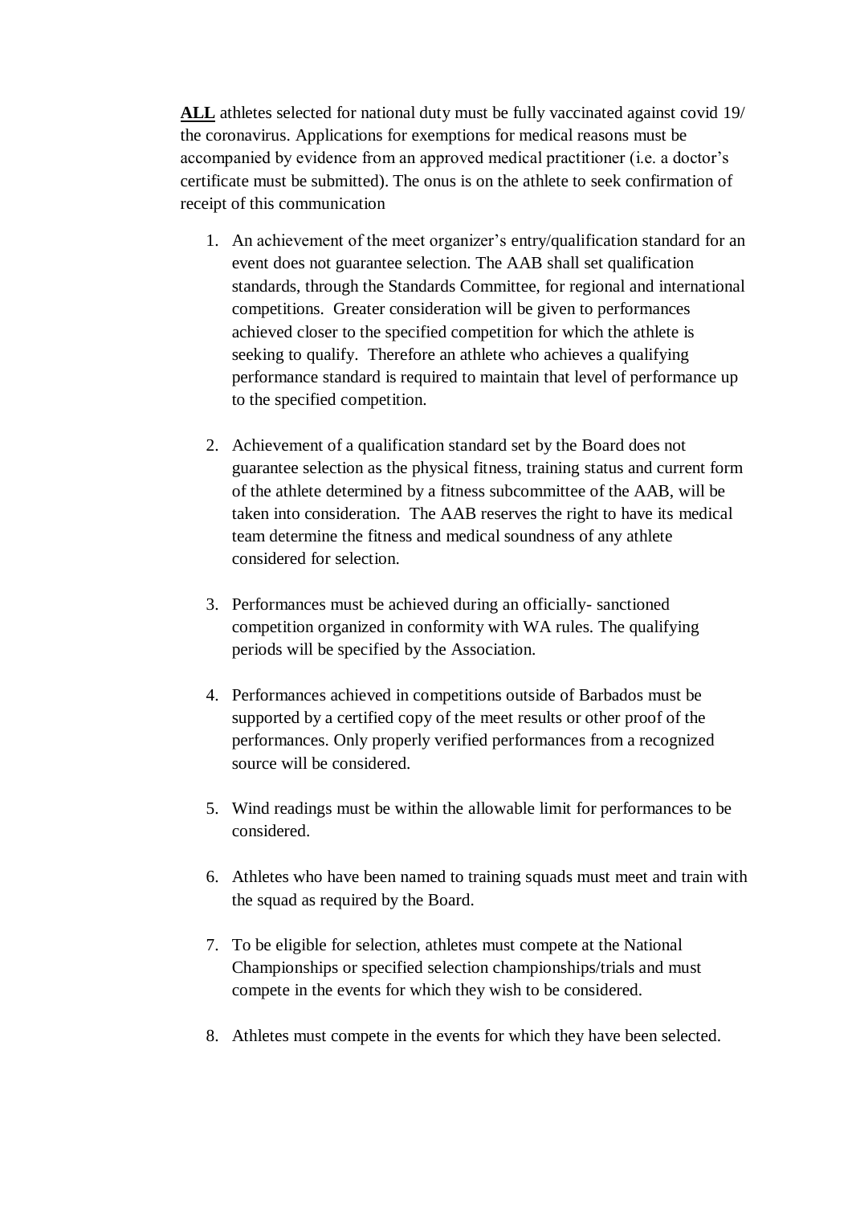**ALL** athletes selected for national duty must be fully vaccinated against covid 19/ the coronavirus. Applications for exemptions for medical reasons must be accompanied by evidence from an approved medical practitioner (i.e. a doctor's certificate must be submitted). The onus is on the athlete to seek confirmation of receipt of this communication

1. An achievement of the meet organizer's entry/qualification standard for an event does not guarantee selection. The AAB shall set qualification standards, through the Standards Committee, for regional and international competitions. Greater consideration will be given to performances achieved closer to the specified competition for which the athlete is seeking to qualify. Therefore an athlete who achieves a qualifying performance standard is required to maintain that level of performance up to the specified competition.

2. Achievement of a qualification standard set by the Board does not guarantee selection as the physical fitness, training status and current form of the athlete determined by a fitness subcommittee of the AAB, will be taken into consideration. The AAB reserves the right to have its medical team determine the fitness and medical soundness of any athlete considered for selection.

3. Performances must be achieved during an officially- sanctioned competition organized in conformity with WA rules. The qualifying periods will be specified by the Association.

4. Performances achieved in competitions outside of Barbados must be supported by a certified copy of the meet results or other proof of the performances. Only properly verified performances from a recognized source will be considered.

5. Wind readings must be within the allowable limit for performances to be considered.

6. Athletes who have been named to training squads must meet and train with the squad as required by the Board.

7. To be eligible for selection, athletes must compete at the National Championships or specified selection championships/trials and must compete in the events for which they wish to be considered.

8. Athletes must compete in the events for which they have been selected.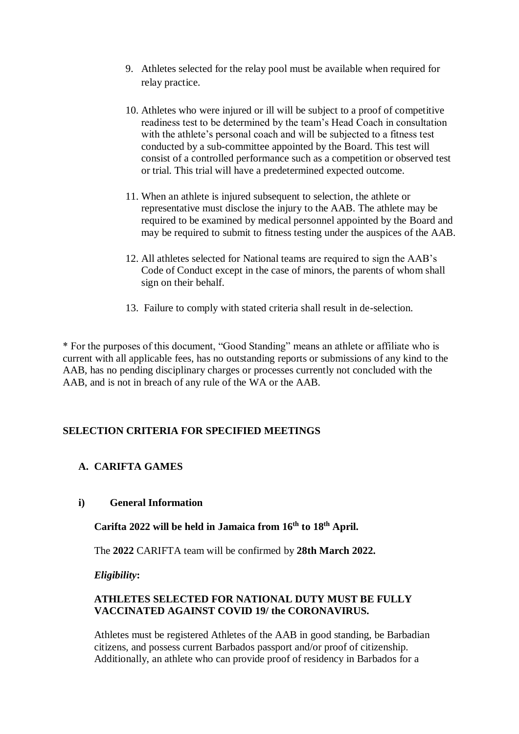9. Athletes selected for the relay pool must be available when required for relay practice.

10. Athletes who were injured or ill will be subject to a proof of competitive readiness test to be determined by the team's Head Coach in consultation with the athlete's personal coach and will be subjected to a fitness test conducted by a sub-committee appointed by the Board. This test will consist of a controlled performance such as a competition or observed test or trial. This trial will have a predetermined expected outcome.

11. When an athlete is injured subsequent to selection, the athlete or representative must disclose the injury to the AAB. The athlete may be required to be examined by medical personnel appointed by the Board and may be required to submit to fitness testing under the auspices of the AAB.

12. All athletes selected for National teams are required to sign the AAB's Code of Conduct except in the case of minors, the parents of whom shall sign on their behalf.

13. Failure to comply with stated criteria shall result in de-selection.

* For the purposes of this document, "Good Standing" means an athlete or affiliate who is current with all applicable fees, has no outstanding reports or submissions of any kind to the AAB, has no pending disciplinary charges or processes currently not concluded with the AAB, and is not in breach of any rule of the WA or the AAB.

## SELECTION CRITERIA FOR SPECIFIED MEETINGS

### A. CARIFTA GAMES

#### i) General Information

**Carifta 2022 will be held in Jamaica from 16th to 18th April.**

The **2022** CARIFTA team will be confirmed by **28th March 2022.**

***Eligibility*:**

**ATHLETES SELECTED FOR NATIONAL DUTY MUST BE FULLY VACCINATED AGAINST COVID 19/ the CORONAVIRUS.**

Athletes must be registered Athletes of the AAB in good standing, be Barbadian citizens, and possess current Barbados passport and/or proof of citizenship. Additionally, an athlete who can provide proof of residency in Barbados for a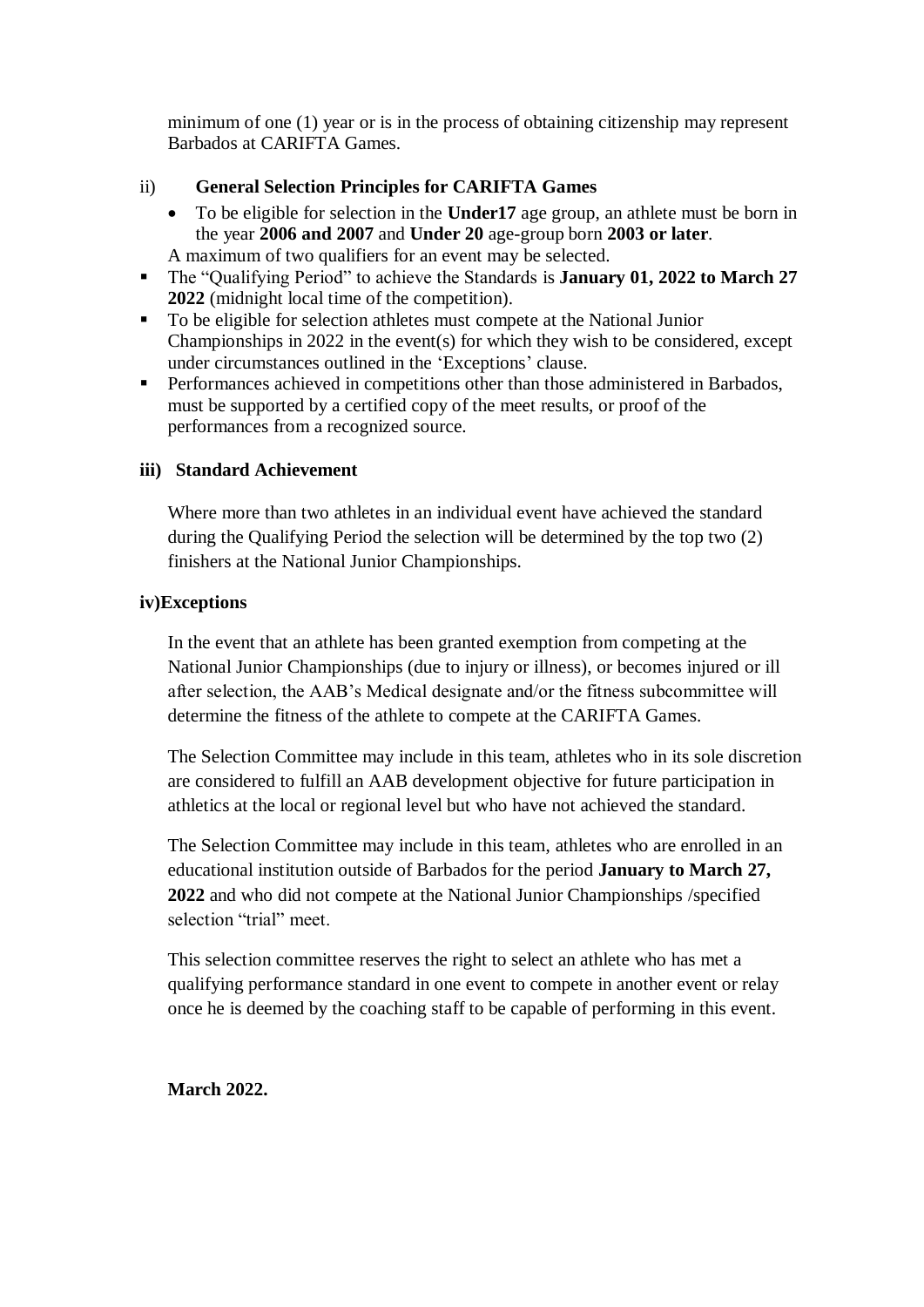minimum of one (1) year or is in the process of obtaining citizenship may represent Barbados at CARIFTA Games.

ii) **General Selection Principles for CARIFTA Games**

- To be eligible for selection in the **Under17** age group, an athlete must be born in the year **2006 and 2007** and **Under 20** age-group born **2003 or later**.

A maximum of two qualifiers for an event may be selected.

- The "Qualifying Period" to achieve the Standards is **January 01, 2022 to March 27 2022** (midnight local time of the competition).
- To be eligible for selection athletes must compete at the National Junior Championships in 2022 in the event(s) for which they wish to be considered, except under circumstances outlined in the 'Exceptions' clause.
- Performances achieved in competitions other than those administered in Barbados, must be supported by a certified copy of the meet results, or proof of the performances from a recognized source.

**iii) Standard Achievement**

Where more than two athletes in an individual event have achieved the standard during the Qualifying Period the selection will be determined by the top two (2) finishers at the National Junior Championships.

**iv)Exceptions**

In the event that an athlete has been granted exemption from competing at the National Junior Championships (due to injury or illness), or becomes injured or ill after selection, the AAB's Medical designate and/or the fitness subcommittee will determine the fitness of the athlete to compete at the CARIFTA Games.

The Selection Committee may include in this team, athletes who in its sole discretion are considered to fulfill an AAB development objective for future participation in athletics at the local or regional level but who have not achieved the standard.

The Selection Committee may include in this team, athletes who are enrolled in an educational institution outside of Barbados for the period **January to March 27, 2022** and who did not compete at the National Junior Championships /specified selection "trial" meet.

This selection committee reserves the right to select an athlete who has met a qualifying performance standard in one event to compete in another event or relay once he is deemed by the coaching staff to be capable of performing in this event.

**March 2022.**